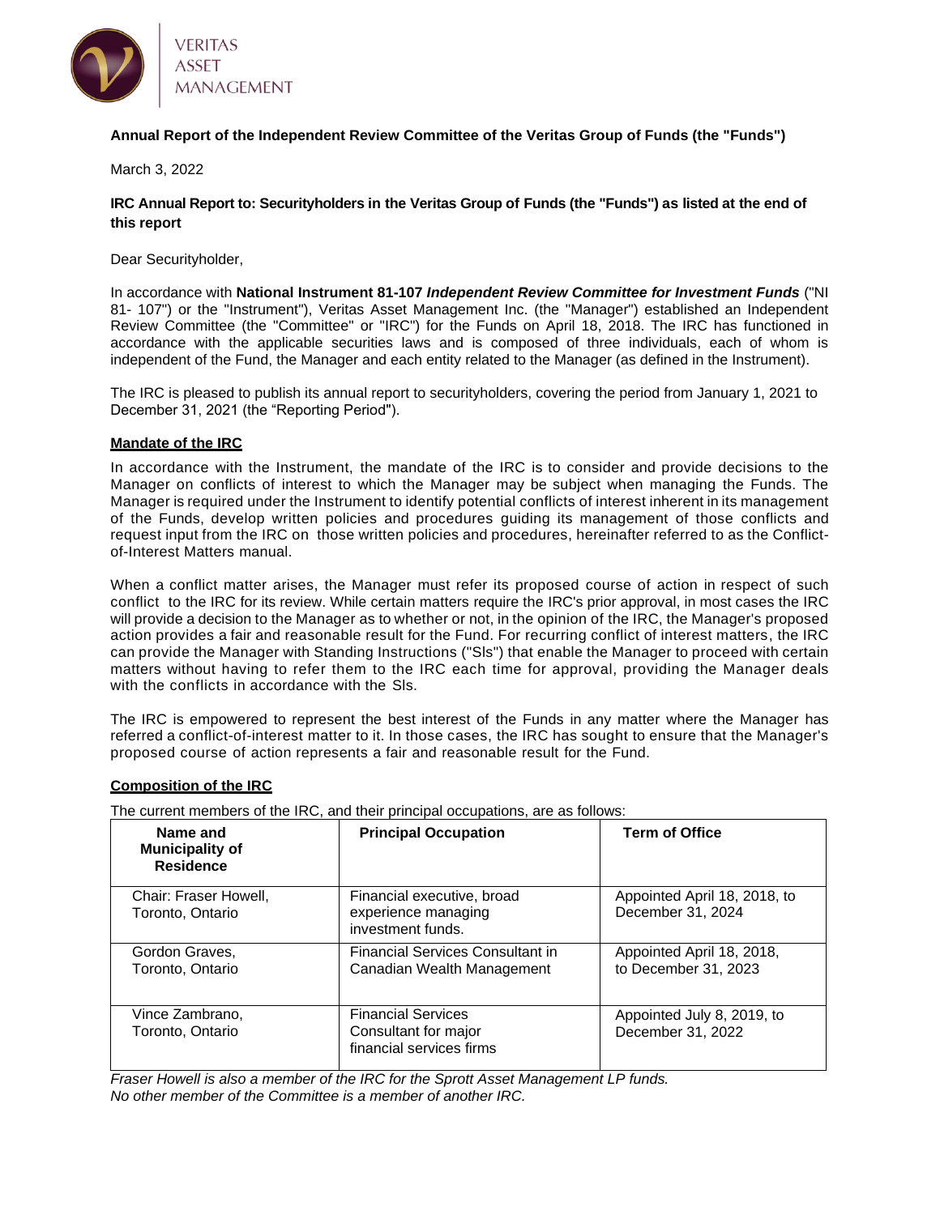VERITAS ASSET MANAGEMENT

**Annual Report of the Independent Review Committee of the Veritas Group of Funds (the "Funds")**

March 3, 2022

**IRC Annual Report to: Securityholders in the Veritas Group of Funds (the "Funds") as listed at the end of this report**

Dear Securityholder,

In accordance with **National Instrument 81-107** ***Independent Review Committee for Investment Funds*** ("NI 81- 107") or the "Instrument"), Veritas Asset Management Inc. (the "Manager") established an Independent Review Committee (the "Committee" or "IRC") for the Funds on April 18, 2018. The IRC has functioned in accordance with the applicable securities laws and is composed of three individuals, each of whom is independent of the Fund, the Manager and each entity related to the Manager (as defined in the Instrument).

The IRC is pleased to publish its annual report to securityholders, covering the period from January 1, 2021 to December 31, 2021 (the "Reporting Period").

## Mandate of the IRC

In accordance with the Instrument, the mandate of the IRC is to consider and provide decisions to the Manager on conflicts of interest to which the Manager may be subject when managing the Funds. The Manager is required under the Instrument to identify potential conflicts of interest inherent in its management of the Funds, develop written policies and procedures guiding its management of those conflicts and request input from the IRC on those written policies and procedures, hereinafter referred to as the Conflict-of-Interest Matters manual.

When a conflict matter arises, the Manager must refer its proposed course of action in respect of such conflict to the IRC for its review. While certain matters require the IRC's prior approval, in most cases the IRC will provide a decision to the Manager as to whether or not, in the opinion of the IRC, the Manager's proposed action provides a fair and reasonable result for the Fund. For recurring conflict of interest matters, the IRC can provide the Manager with Standing Instructions ("SIs") that enable the Manager to proceed with certain matters without having to refer them to the IRC each time for approval, providing the Manager deals with the conflicts in accordance with the SIs.

The IRC is empowered to represent the best interest of the Funds in any matter where the Manager has referred a conflict-of-interest matter to it. In those cases, the IRC has sought to ensure that the Manager's proposed course of action represents a fair and reasonable result for the Fund.

## Composition of the IRC

The current members of the IRC, and their principal occupations, are as follows:

| Name and Municipality of Residence | Principal Occupation | Term of Office |
|---|---|---|
| Chair: Fraser Howell, Toronto, Ontario | Financial executive, broad experience managing investment funds. | Appointed April 18, 2018, to December 31, 2024 |
| Gordon Graves, Toronto, Ontario | Financial Services Consultant in Canadian Wealth Management | Appointed April 18, 2018, to December 31, 2023 |
| Vince Zambrano, Toronto, Ontario | Financial Services Consultant for major financial services firms | Appointed July 8, 2019, to December 31, 2022 |

*Fraser Howell is also a member of the IRC for the Sprott Asset Management LP funds.*
*No other member of the Committee is a member of another IRC.*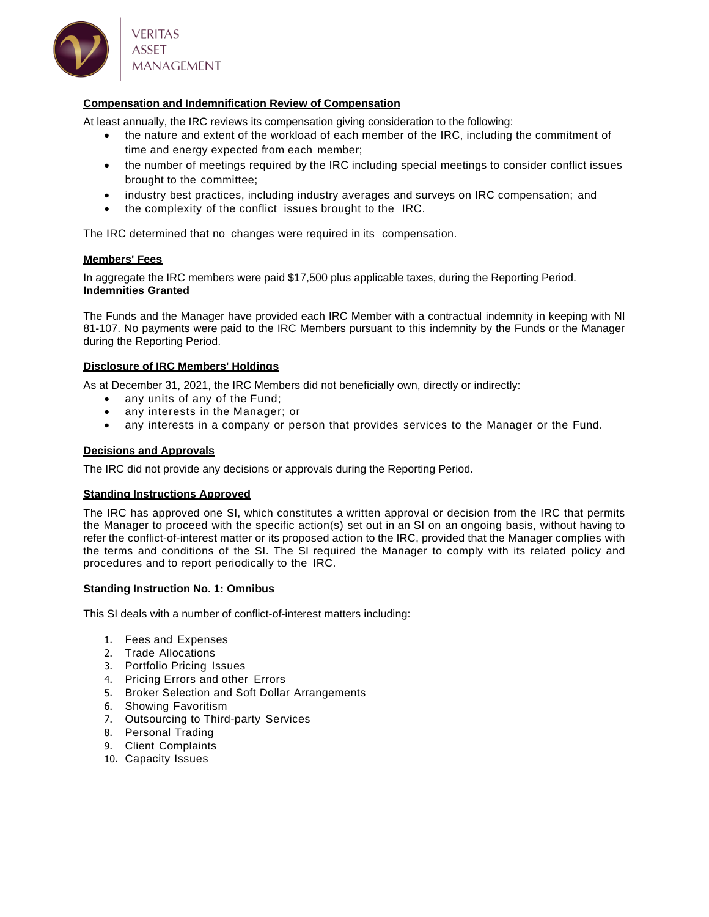## Compensation and Indemnification Review of Compensation

At least annually, the IRC reviews its compensation giving consideration to the following:

- the nature and extent of the workload of each member of the IRC, including the commitment of time and energy expected from each member;
- the number of meetings required by the IRC including special meetings to consider conflict issues brought to the committee;
- industry best practices, including industry averages and surveys on IRC compensation; and
- the complexity of the conflict issues brought to the IRC.

The IRC determined that no changes were required in its compensation.

## Members' Fees

In aggregate the IRC members were paid $17,500 plus applicable taxes, during the Reporting Period.

**Indemnities Granted**

The Funds and the Manager have provided each IRC Member with a contractual indemnity in keeping with NI 81-107. No payments were paid to the IRC Members pursuant to this indemnity by the Funds or the Manager during the Reporting Period.

## Disclosure of IRC Members' Holdings

As at December 31, 2021, the IRC Members did not beneficially own, directly or indirectly:

- any units of any of the Fund;
- any interests in the Manager; or
- any interests in a company or person that provides services to the Manager or the Fund.

## Decisions and Approvals

The IRC did not provide any decisions or approvals during the Reporting Period.

## Standing Instructions Approved

The IRC has approved one SI, which constitutes a written approval or decision from the IRC that permits the Manager to proceed with the specific action(s) set out in an SI on an ongoing basis, without having to refer the conflict-of-interest matter or its proposed action to the IRC, provided that the Manager complies with the terms and conditions of the SI. The SI required the Manager to comply with its related policy and procedures and to report periodically to the IRC.

**Standing Instruction No. 1: Omnibus**

This SI deals with a number of conflict-of-interest matters including:

1. Fees and Expenses
2. Trade Allocations
3. Portfolio Pricing Issues
4. Pricing Errors and other Errors
5. Broker Selection and Soft Dollar Arrangements
6. Showing Favoritism
7. Outsourcing to Third-party Services
8. Personal Trading
9. Client Complaints
10. Capacity Issues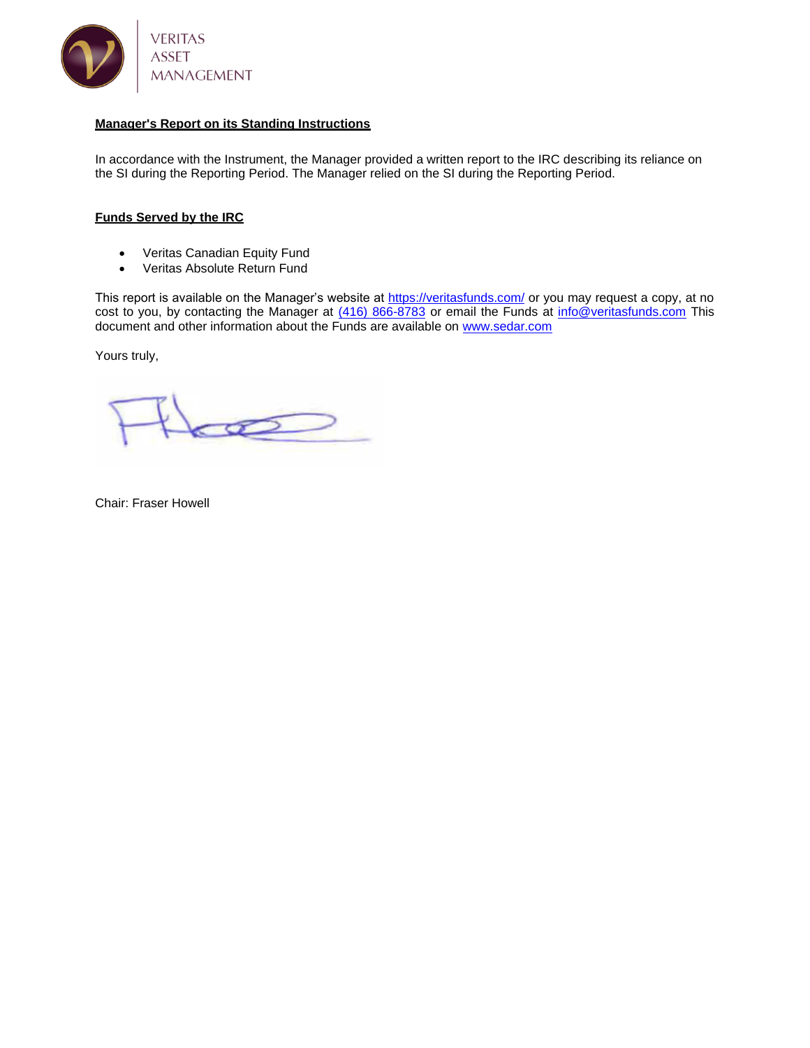## Manager's Report on its Standing Instructions

In accordance with the Instrument, the Manager provided a written report to the IRC describing its reliance on the SI during the Reporting Period. The Manager relied on the SI during the Reporting Period.

## Funds Served by the IRC

- Veritas Canadian Equity Fund
- Veritas Absolute Return Fund

This report is available on the Manager's website at https://veritasfunds.com/ or you may request a copy, at no cost to you, by contacting the Manager at (416) 866-8783 or email the Funds at info@veritasfunds.com This document and other information about the Funds are available on www.sedar.com

Yours truly,

Chair: Fraser Howell